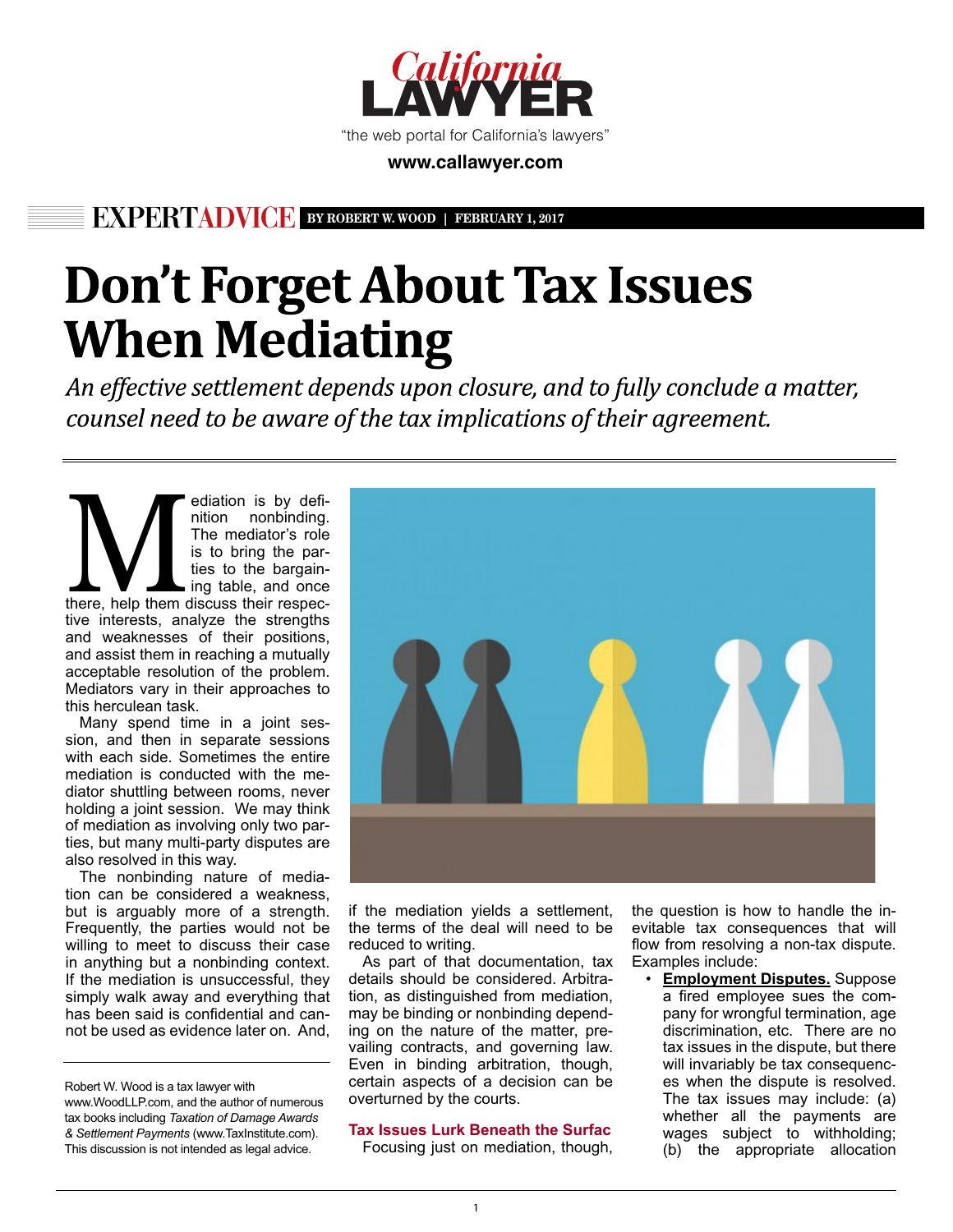California LAWYER

"the web portal for California's lawyers"

**www.callawyer.com**

EXPERTADVICE BY ROBERT W. WOOD | FEBRUARY 1, 2017

# Don't Forget About Tax Issues When Mediating

*An effective settlement depends upon closure, and to fully conclude a matter, counsel need to be aware of the tax implications of their agreement.*

Mediation is by definition nonbinding. The mediator's role is to bring the parties to the bargaining table, and once there, help them discuss their respective interests, analyze the strengths and weaknesses of their positions, and assist them in reaching a mutually acceptable resolution of the problem. Mediators vary in their approaches to this herculean task.

Many spend time in a joint session, and then in separate sessions with each side. Sometimes the entire mediation is conducted with the mediator shuttling between rooms, never holding a joint session. We may think of mediation as involving only two parties, but many multi-party disputes are also resolved in this way.

The nonbinding nature of mediation can be considered a weakness, but is arguably more of a strength. Frequently, the parties would not be willing to meet to discuss their case in anything but a nonbinding context. If the mediation is unsuccessful, they simply walk away and everything that has been said is confidential and cannot be used as evidence later on. And, if the mediation yields a settlement, the terms of the deal will need to be reduced to writing.

As part of that documentation, tax details should be considered. Arbitration, as distinguished from mediation, may be binding or nonbinding depending on the nature of the matter, prevailing contracts, and governing law. Even in binding arbitration, though, certain aspects of a decision can be overturned by the courts.

### Tax Issues Lurk Beneath the Surfac

Focusing just on mediation, though, the question is how to handle the inevitable tax consequences that will flow from resolving a non-tax dispute. Examples include:

- **Employment Disputes.** Suppose a fired employee sues the company for wrongful termination, age discrimination, etc. There are no tax issues in the dispute, but there will invariably be tax consequences when the dispute is resolved. The tax issues may include: (a) whether all the payments are wages subject to withholding; (b) the appropriate allocation

Robert W. Wood is a tax lawyer with www.WoodLLP.com, and the author of numerous tax books including *Taxation of Damage Awards & Settlement Payments* (www.TaxInstitute.com). This discussion is not intended as legal advice.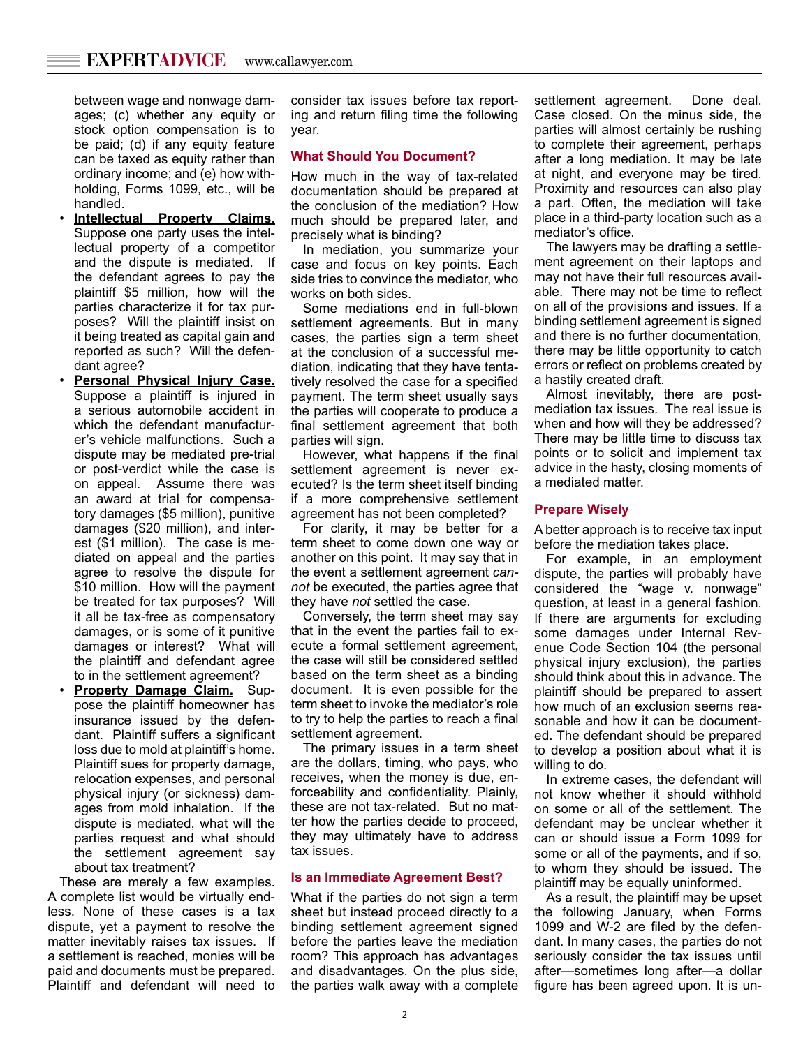between wage and nonwage damages; (c) whether any equity or stock option compensation is to be paid; (d) if any equity feature can be taxed as equity rather than ordinary income; and (e) how withholding, Forms 1099, etc., will be handled.

- **Intellectual Property Claims.** Suppose one party uses the intellectual property of a competitor and the dispute is mediated. If the defendant agrees to pay the plaintiff $5 million, how will the parties characterize it for tax purposes? Will the plaintiff insist on it being treated as capital gain and reported as such? Will the defendant agree?
- **Personal Physical Injury Case.** Suppose a plaintiff is injured in a serious automobile accident in which the defendant manufacturer's vehicle malfunctions. Such a dispute may be mediated pre-trial or post-verdict while the case is on appeal. Assume there was an award at trial for compensatory damages ($5 million), punitive damages ($20 million), and interest ($1 million). The case is mediated on appeal and the parties agree to resolve the dispute for $10 million. How will the payment be treated for tax purposes? Will it all be tax-free as compensatory damages, or is some of it punitive damages or interest? What will the plaintiff and defendant agree to in the settlement agreement?
- **Property Damage Claim.** Suppose the plaintiff homeowner has insurance issued by the defendant. Plaintiff suffers a significant loss due to mold at plaintiff's home. Plaintiff sues for property damage, relocation expenses, and personal physical injury (or sickness) damages from mold inhalation. When the dispute is mediated, what will the parties request and what should the settlement agreement say about tax treatment?

These are merely a few examples. A complete list would be virtually endless. None of these cases is a tax dispute, yet a payment to resolve the matter inevitably raises tax issues. If a settlement is reached, monies will be paid and documents must be prepared. Plaintiff and defendant will need to consider tax issues before tax reporting and return filing time the following year.

## What Should You Document?

How much in the way of tax-related documentation should be prepared at the conclusion of the mediation? How much should be prepared later, and precisely what is binding?

In mediation, you summarize your case and focus on key points. Each side tries to convince the mediator, who works on both sides.

Some mediations end in full-blown settlement agreements. But in many cases, the parties sign a term sheet at the conclusion of a successful mediation, indicating that they have tentatively resolved the case for a specified payment. The term sheet usually says the parties will cooperate to produce a final settlement agreement that both parties will sign.

However, what happens if the final settlement agreement is never executed? Is the term sheet itself binding if a more comprehensive settlement agreement has not been completed?

For clarity, it may be better for a term sheet to come down one way or another on this point. It may say that in the event a settlement agreement *cannot* be executed, the parties agree that they have *not* settled the case.

Conversely, the term sheet may say that in the event the parties fail to execute a formal settlement agreement, the case will still be considered settled based on the term sheet as a binding document. It is even possible for the term sheet to invoke the mediator's role to try to help the parties to reach a final settlement agreement.

The primary issues in a term sheet are the dollars, timing, who pays, who receives, when the money is due, enforceability and confidentiality. Plainly, these are not tax-related. But no matter how the parties decide to proceed, they may ultimately have to address tax issues.

## Is an Immediate Agreement Best?

What if the parties do not sign a term sheet but instead proceed directly to a binding settlement agreement signed before the parties leave the mediation room? This approach has advantages and disadvantages. On the plus side, the parties walk away with a complete settlement agreement. Done deal. Case closed. On the minus side, the parties will almost certainly be rushing to complete their agreement, perhaps after a long mediation. It may be late at night, and everyone may be tired. Proximity and resources can also play a part. Often, the mediation will take place in a third-party location such as a mediator's office.

The lawyers may be drafting a settlement agreement on their laptops and may not have their full resources available. There may not be time to reflect on all of the provisions and issues. If a binding settlement agreement is signed and there is no further documentation, there may be little opportunity to catch errors or reflect on problems created by a hastily created draft.

Almost inevitably, there are post-mediation tax issues. The real issue is when and how will they be addressed? There may be little time to discuss tax points or to solicit and implement tax advice in the hasty, closing moments of a mediated matter.

## Prepare Wisely

A better approach is to receive tax input before the mediation takes place.

For example, in an employment dispute, the parties will probably have considered the "wage v. nonwage" question, at least in a general fashion. If there are arguments for excluding some damages under Internal Revenue Code Section 104 (the personal physical injury exclusion), the parties should think about this in advance. The plaintiff should be prepared to assert how much of an exclusion seems reasonable and how it can be documented. The defendant should be prepared to develop a position about what it is willing to do.

In extreme cases, the defendant will not know whether it should withhold on some or all of the settlement. The defendant may be unclear whether it can or should issue a Form 1099 for some or all of the payments, and if so, to whom they should be issued. The plaintiff may be equally uninformed.

As a result, the plaintiff may be upset the following January, when Forms 1099 and W-2 are filed by the defendant. In many cases, the parties do not seriously consider the tax issues until after—sometimes long after—a dollar figure has been agreed upon. It is un-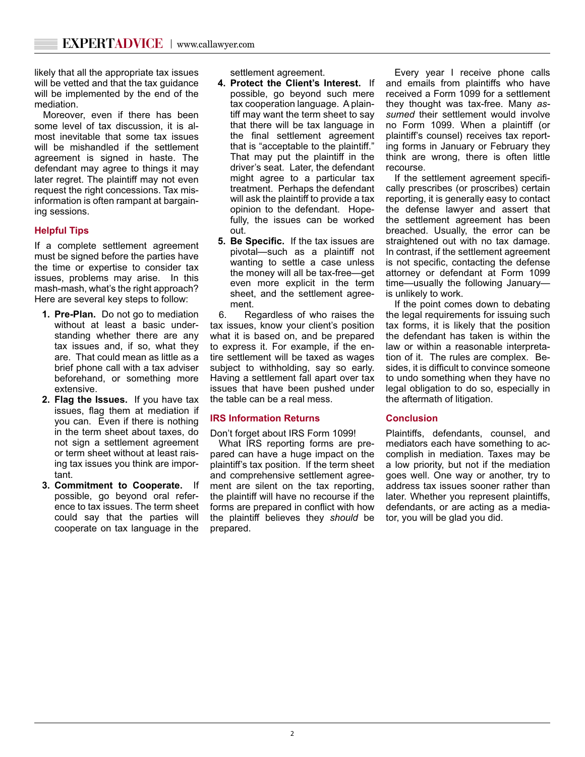likely that all the appropriate tax issues will be vetted and that the tax guidance will be implemented by the end of the mediation.

Moreover, even if there has been some level of tax discussion, it is almost inevitable that some tax issues will be mishandled if the settlement agreement is signed in haste. The defendant may agree to things it may later regret. The plaintiff may not even request the right concessions. Tax misinformation is often rampant at bargaining sessions.

### Helpful Tips

If a complete settlement agreement must be signed before the parties have the time or expertise to consider tax issues, problems may arise. In this mash-mash, what's the right approach? Here are several key steps to follow:

1. **Pre-Plan.** Do not go to mediation without at least a basic understanding whether there are any tax issues and, if so, what they are. That could mean as little as a brief phone call with a tax adviser beforehand, or something more extensive.
2. **Flag the Issues.** If you have tax issues, flag them at mediation if you can. Even if there is nothing in the term sheet about taxes, do not sign a settlement agreement or term sheet without at least raising tax issues you think are important.
3. **Commitment to Cooperate.** If possible, go beyond oral reference to tax issues. The term sheet could say that the parties will cooperate on tax language in the settlement agreement.
4. **Protect the Client's Interest.** If possible, go beyond such mere tax cooperation language. A plaintiff may want the term sheet to say that there will be tax language in the final settlement agreement that is "acceptable to the plaintiff." That may put the plaintiff in the driver's seat. Later, the defendant might agree to a particular tax treatment. Perhaps the defendant will ask the plaintiff to provide a tax opinion to the defendant. Hopefully, the issues can be worked out.
5. **Be Specific.** If the tax issues are pivotal—such as a plaintiff not wanting to settle a case unless the money will all be tax-free—get even more explicit in the term sheet, and the settlement agreement.

6. Regardless of who raises the tax issues, know your client's position what it is based on, and be prepared to express it. For example, if the entire settlement will be taxed as wages subject to withholding, say so early. Having a settlement fall apart over tax issues that have been pushed under the table can be a real mess.

### IRS Information Returns

Don't forget about IRS Form 1099!

What IRS reporting forms are prepared can have a huge impact on the plaintiff's tax position. If the term sheet and comprehensive settlement agreement are silent on the tax reporting, the plaintiff will have no recourse if the forms are prepared in conflict with how the plaintiff believes they *should* be prepared.

Every year I receive phone calls and emails from plaintiffs who have received a Form 1099 for a settlement they thought was tax-free. Many *assumed* their settlement would involve no Form 1099. When a plaintiff (or plaintiff's counsel) receives tax reporting forms in January or February they think are wrong, there is often little recourse.

If the settlement agreement specifically prescribes (or proscribes) certain reporting, it is generally easy to contact the defense lawyer and assert that the settlement agreement has been breached. Usually, the error can be straightened out with no tax damage. In contrast, if the settlement agreement is not specific, contacting the defense attorney or defendant at Form 1099 time—usually the following January—is unlikely to work.

If the point comes down to debating the legal requirements for issuing such tax forms, it is likely that the position the defendant has taken is within the law or within a reasonable interpretation of it. The rules are complex. Besides, it is difficult to convince someone to undo something when they have no legal obligation to do so, especially in the aftermath of litigation.

### Conclusion

Plaintiffs, defendants, counsel, and mediators each have something to accomplish in mediation. Taxes may be a low priority, but not if the mediation goes well. One way or another, try to address tax issues sooner rather than later. Whether you represent plaintiffs, defendants, or are acting as a mediator, you will be glad you did.